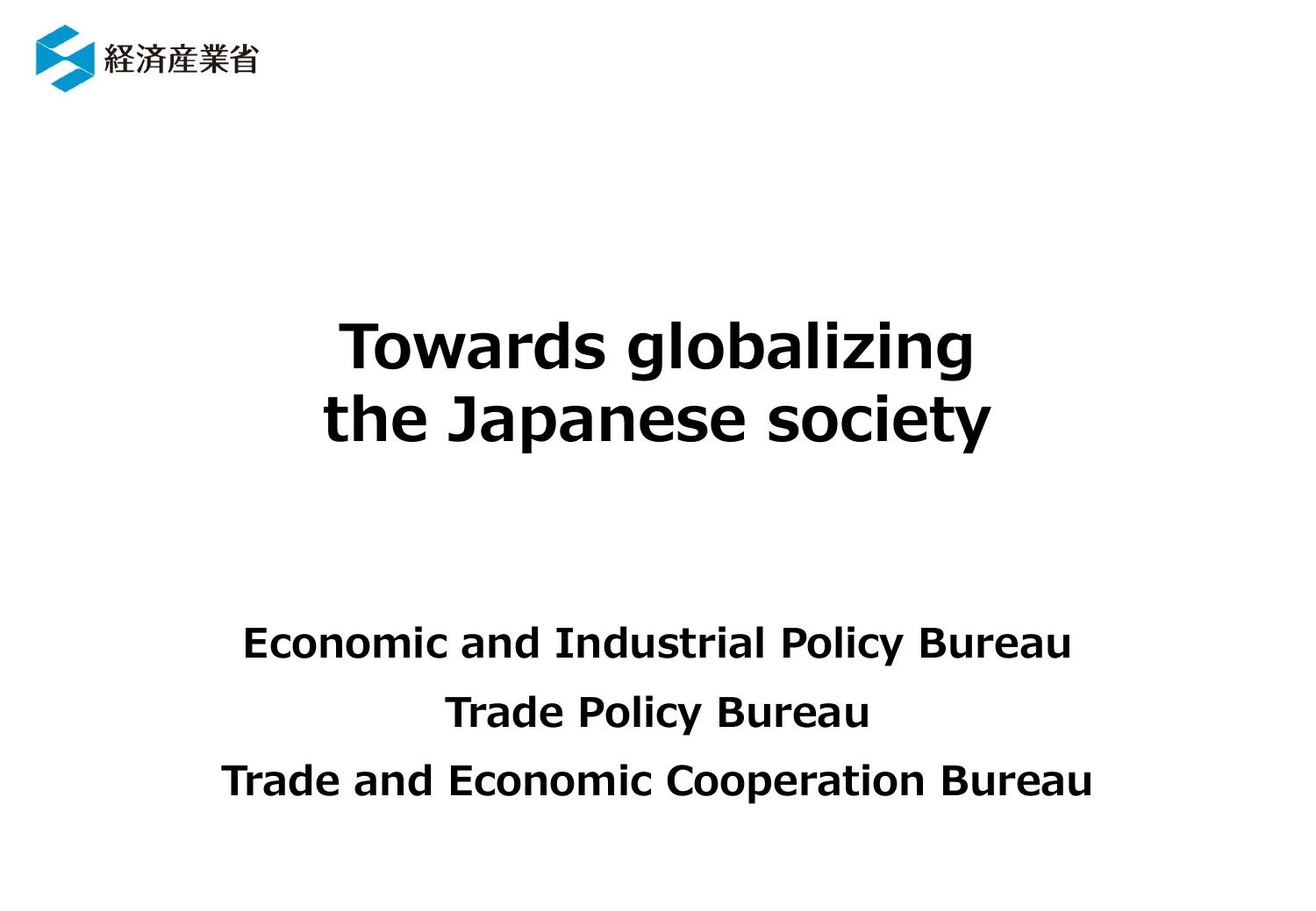経済産業省

# Towards globalizing the Japanese society

**Economic and Industrial Policy Bureau**

**Trade Policy Bureau**

**Trade and Economic Cooperation Bureau**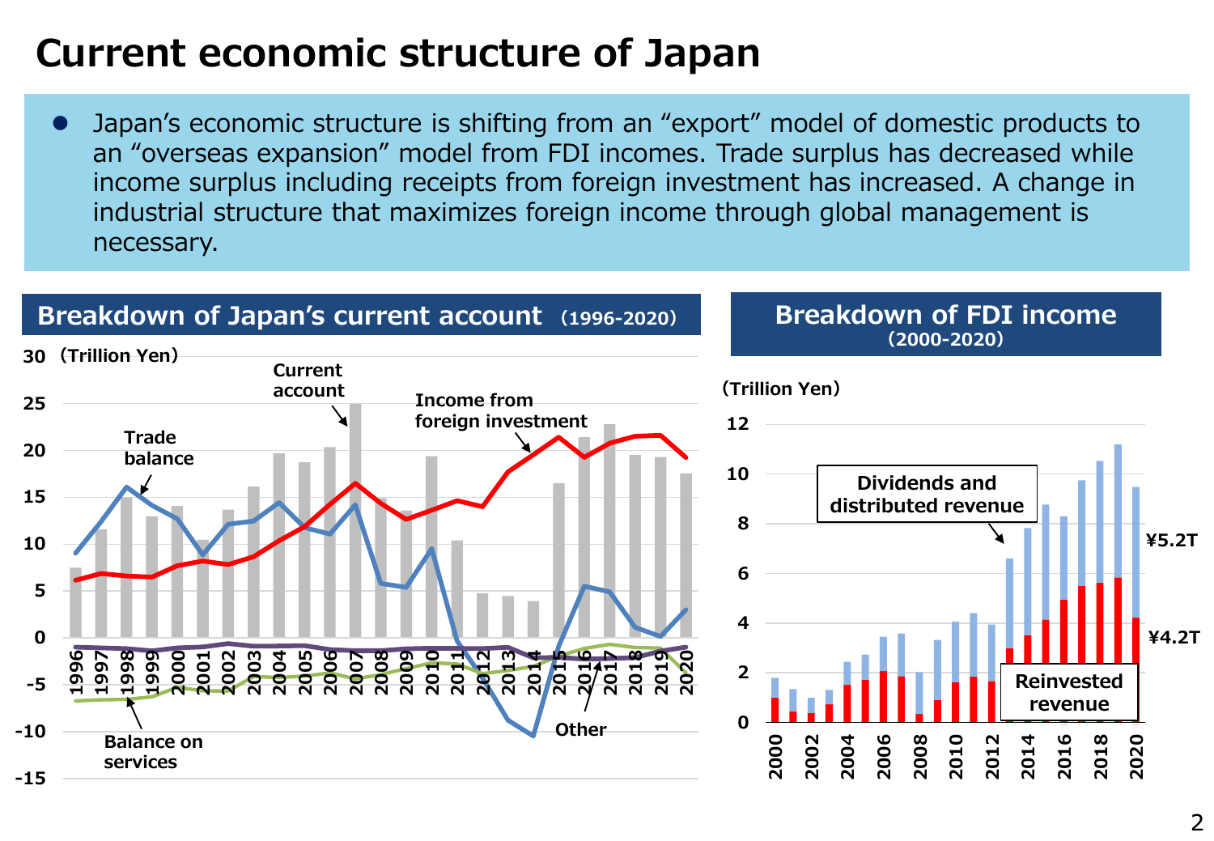# Current economic structure of Japan

- Japan's economic structure is shifting from an "export" model of domestic products to an "overseas expansion" model from FDI incomes. Trade surplus has decreased while income surplus including receipts from foreign investment has increased. A change in industrial structure that maximizes foreign income through global management is necessary.

## Breakdown of Japan's current account (1996-2020)

(Trillion Yen)

Current account

Trade balance

Income from foreign investment

Balance on services

Other

## Breakdown of FDI income (2000-2020)

(Trillion Yen)

Dividends and distributed revenue

Reinvested revenue

¥5.2T

¥4.2T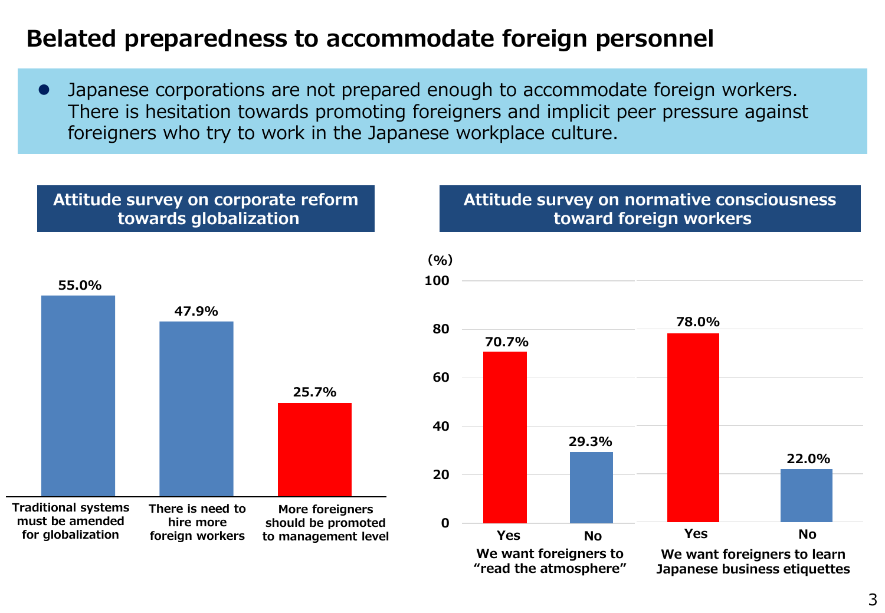# Belated preparedness to accommodate foreign personnel

- Japanese corporations are not prepared enough to accommodate foreign workers. There is hesitation towards promoting foreigners and implicit peer pressure against foreigners who try to work in the Japanese workplace culture.

## Attitude survey on corporate reform towards globalization

| Item | % |
|---|---|
| Traditional systems must be amended for globalization | 55.0% |
| There is need to hire more foreign workers | 47.9% |
| More foreigners should be promoted to management level | 25.7% |

## Attitude survey on normative consciousness toward foreign workers

(%)

| Item | Yes | No |
|---|---|---|
| We want foreigners to "read the atmosphere" | 70.7% | 29.3% |
| We want foreigners to learn Japanese business etiquettes | 78.0% | 22.0% |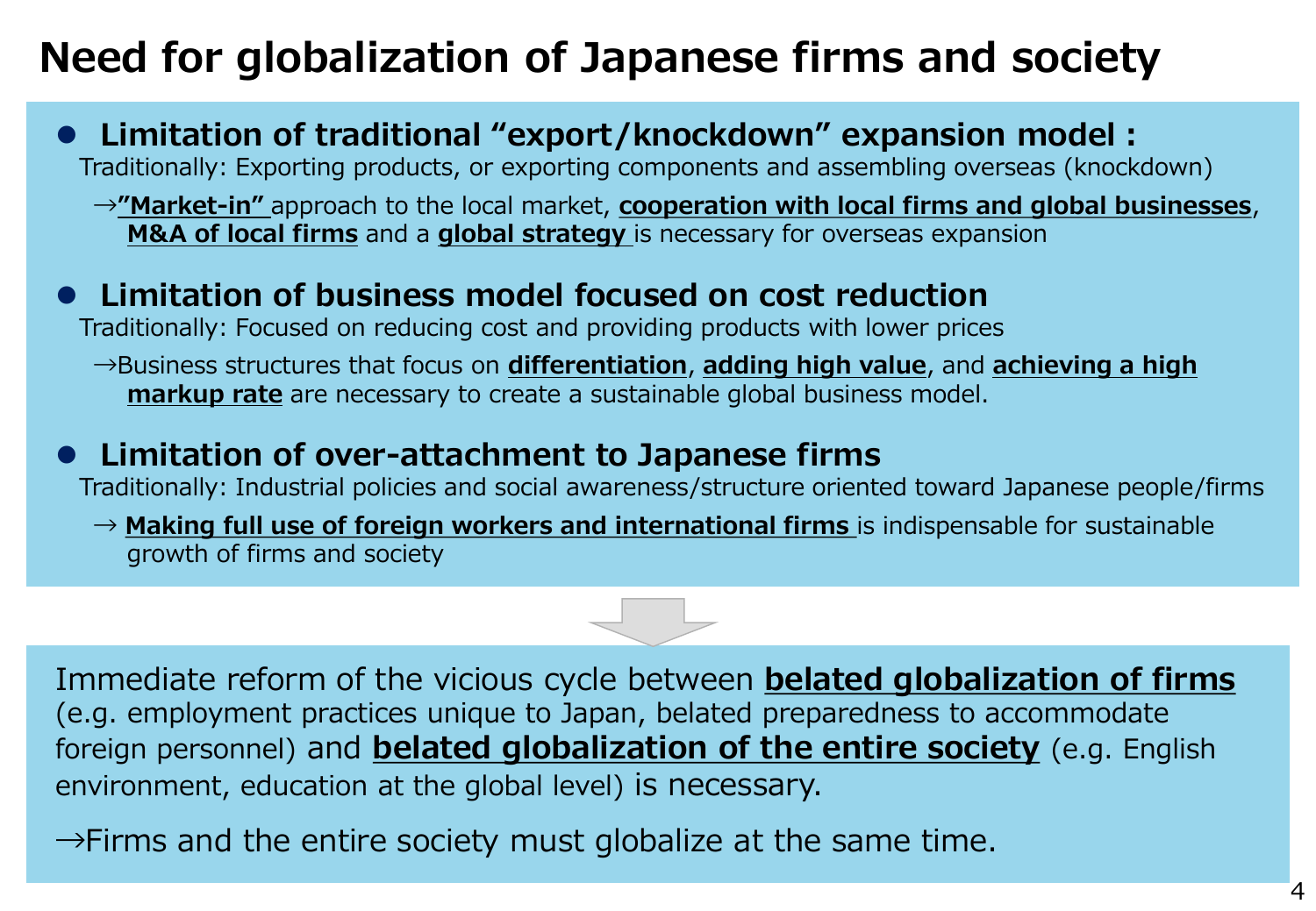# Need for globalization of Japanese firms and society

- **Limitation of traditional “export/knockdown” expansion model :**

  Traditionally: Exporting products, or exporting components and assembling overseas (knockdown)

  →**”Market-in”** approach to the local market, **cooperation with local firms and global businesses**, **M&A of local firms** and a **global strategy** is necessary for overseas expansion

- **Limitation of business model focused on cost reduction**

  Traditionally: Focused on reducing cost and providing products with lower prices

  →Business structures that focus on **differentiation**, **adding high value**, and **achieving a high markup rate** are necessary to create a sustainable global business model.

- **Limitation of over-attachment to Japanese firms**

  Traditionally: Industrial policies and social awareness/structure oriented toward Japanese people/firms

  → **Making full use of foreign workers and international firms** is indispensable for sustainable growth of firms and society

Immediate reform of the vicious cycle between **belated globalization of firms** (e.g. employment practices unique to Japan, belated preparedness to accommodate foreign personnel) and **belated globalization of the entire society** (e.g. English environment, education at the global level) is necessary.

→Firms and the entire society must globalize at the same time.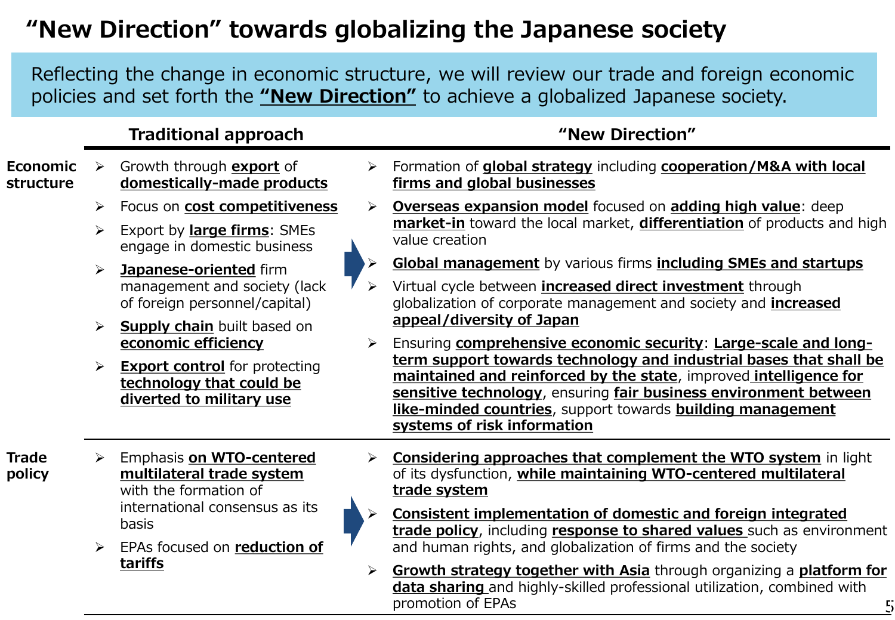# "New Direction" towards globalizing the Japanese society

Reflecting the change in economic structure, we will review our trade and foreign economic policies and set forth the **"New Direction"** to achieve a globalized Japanese society.

| | Traditional approach | "New Direction" |
|---|---|---|
| **Economic structure** | ➢ Growth through **export** of **domestically-made products**<br>➢ Focus on **cost competitiveness**<br>➢ Export by **large firms**: SMEs engage in domestic business<br>➢ **Japanese-oriented** firm management and society (lack of foreign personnel/capital)<br>➢ **Supply chain** built based on **economic efficiency**<br>➢ **Export control** for protecting **technology that could be diverted to military use** | ➢ Formation of **global strategy** including **cooperation/M&A with local firms and global businesses**<br>➢ **Overseas expansion model** focused on **adding high value**: deep **market-in** toward the local market, **differentiation** of products and high value creation<br>➢ **Global management** by various firms **including SMEs and startups**<br>➢ Virtual cycle between **increased direct investment** through globalization of corporate management and society and **increased appeal/diversity of Japan**<br>➢ Ensuring **comprehensive economic security**: **Large-scale and long-term support towards technology and industrial bases that shall be maintained and reinforced by the state**, improved **intelligence for sensitive technology**, ensuring **fair business environment between like-minded countries**, support towards **building management systems of risk information** |
| **Trade policy** | ➢ Emphasis **on WTO-centered multilateral trade system** with the formation of international consensus as its basis<br>➢ EPAs focused on **reduction of tariffs** | ➢ **Considering approaches that complement the WTO system** in light of its dysfunction, **while maintaining WTO-centered multilateral trade system**<br>➢ **Consistent implementation of domestic and foreign integrated trade policy**, including **response to shared values** such as environment and human rights, and globalization of firms and the society<br>➢ **Growth strategy together with Asia** through organizing a **platform for data sharing** and highly-skilled professional utilization, combined with promotion of EPAs |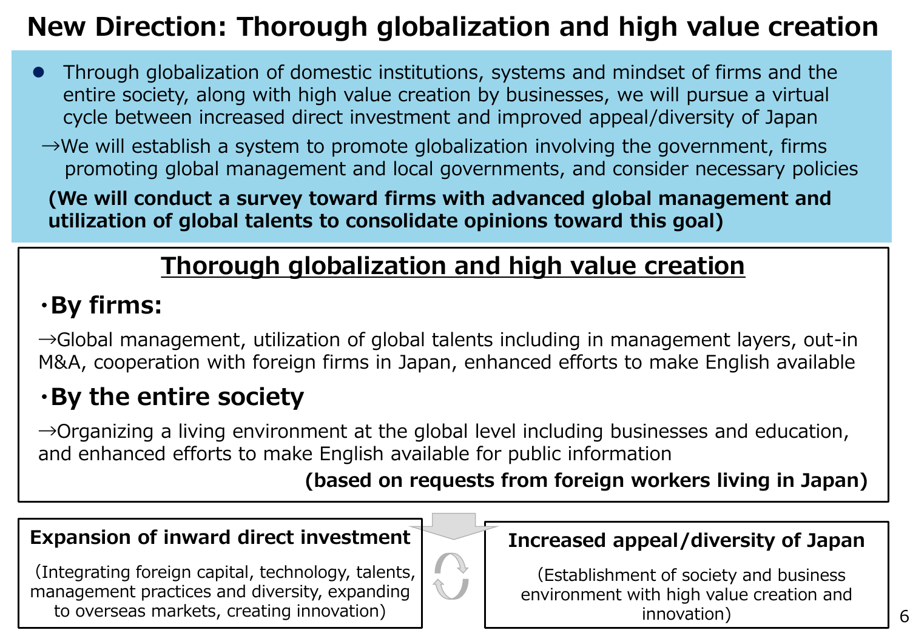# New Direction: Thorough globalization and high value creation

- Through globalization of domestic institutions, systems and mindset of firms and the entire society, along with high value creation by businesses, we will pursue a virtual cycle between increased direct investment and improved appeal/diversity of Japan

→We will establish a system to promote globalization involving the government, firms promoting global management and local governments, and consider necessary policies

**(We will conduct a survey toward firms with advanced global management and utilization of global talents to consolidate opinions toward this goal)**

## Thorough globalization and high value creation

### ・By firms:

→Global management, utilization of global talents including in management layers, out-in M&A, cooperation with foreign firms in Japan, enhanced efforts to make English available

### ・By the entire society

→Organizing a living environment at the global level including businesses and education, and enhanced efforts to make English available for public information

**(based on requests from foreign workers living in Japan)**

**Expansion of inward direct investment**

（Integrating foreign capital, technology, talents, management practices and diversity, expanding to overseas markets, creating innovation)

**Increased appeal/diversity of Japan**

(Establishment of society and business environment with high value creation and innovation)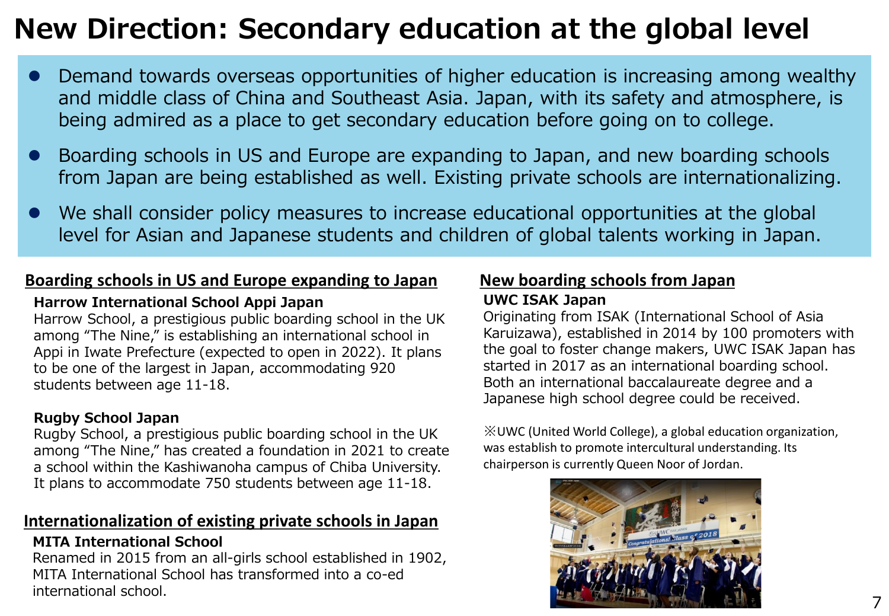# New Direction: Secondary education at the global level

- Demand towards overseas opportunities of higher education is increasing among wealthy and middle class of China and Southeast Asia. Japan, with its safety and atmosphere, is being admired as a place to get secondary education before going on to college.
- Boarding schools in US and Europe are expanding to Japan, and new boarding schools from Japan are being established as well. Existing private schools are internationalizing.
- We shall consider policy measures to increase educational opportunities at the global level for Asian and Japanese students and children of global talents working in Japan.

## Boarding schools in US and Europe expanding to Japan

**Harrow International School Appi Japan**

Harrow School, a prestigious public boarding school in the UK among "The Nine," is establishing an international school in Appi in Iwate Prefecture (expected to open in 2022). It plans to be one of the largest in Japan, accommodating 920 students between age 11-18.

**Rugby School Japan**

Rugby School, a prestigious public boarding school in the UK among "The Nine," has created a foundation in 2021 to create a school within the Kashiwanoha campus of Chiba University. It plans to accommodate 750 students between age 11-18.

## Internationalization of existing private schools in Japan

**MITA International School**

Renamed in 2015 from an all-girls school established in 1902, MITA International School has transformed into a co-ed international school.

## New boarding schools from Japan

**UWC ISAK Japan**

Originating from ISAK (International School of Asia Karuizawa), established in 2014 by 100 promoters with the goal to foster change makers, UWC ISAK Japan has started in 2017 as an international boarding school. Both an international baccalaureate degree and a Japanese high school degree could be received.

※UWC (United World College), a global education organization, was establish to promote intercultural understanding. Its chairperson is currently Queen Noor of Jordan.